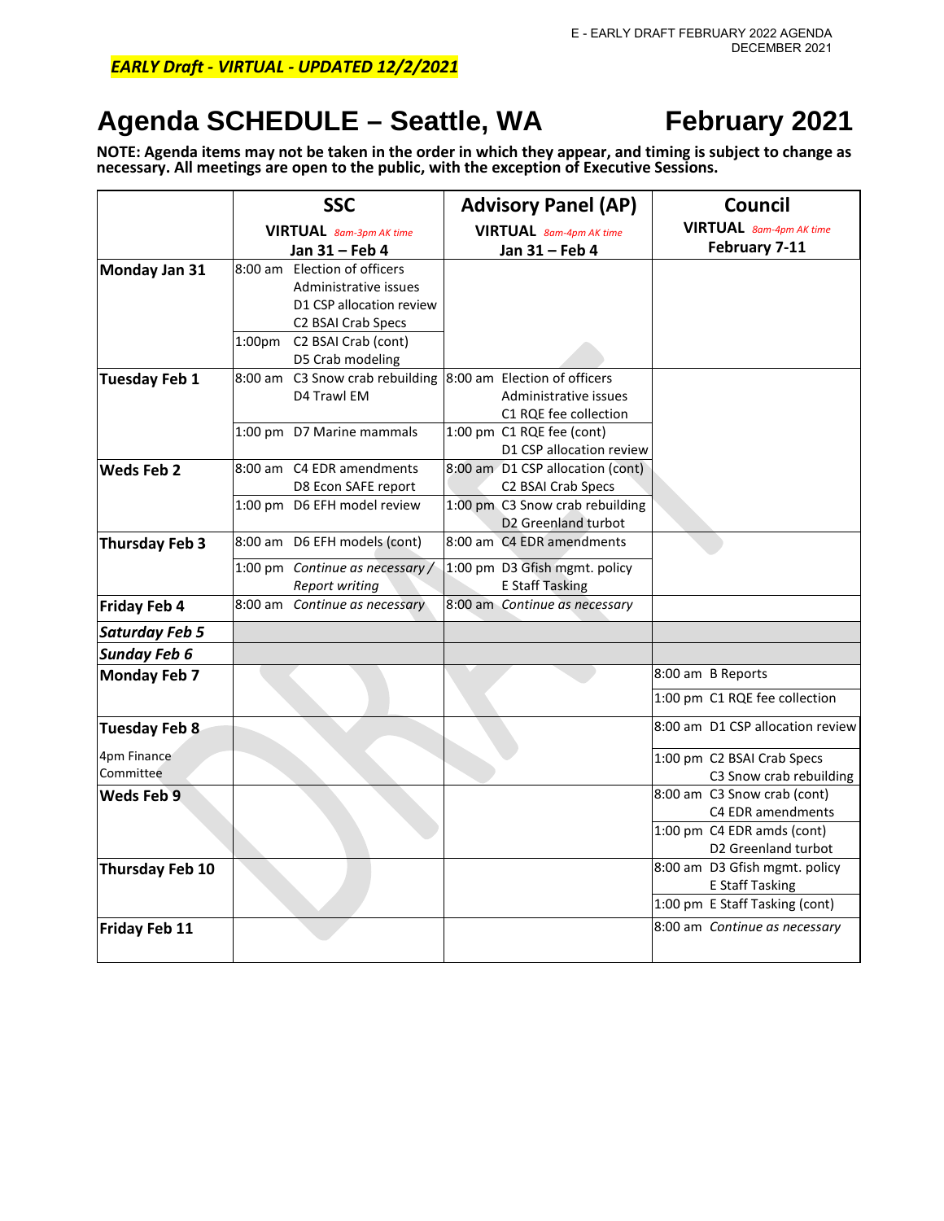E - EARLY DRAFT FEBRUARY 2022 AGENDA
DECEMBER 2021

***EARLY Draft - VIRTUAL - UPDATED 12/2/2021***

# Agenda SCHEDULE – Seattle, WA February 2021

**NOTE: Agenda items may not be taken in the order in which they appear, and timing is subject to change as necessary. All meetings are open to the public, with the exception of Executive Sessions.**

| | SSC<br>VIRTUAL *8am-3pm AK time*<br>Jan 31 – Feb 4 | Advisory Panel (AP)<br>VIRTUAL *8am-4pm AK time*<br>Jan 31 – Feb 4 | Council<br>VIRTUAL *8am-4pm AK time*<br>February 7-11 |
|---|---|---|---|
| **Monday Jan 31** | 8:00 am Election of officers<br>Administrative issues<br>D1 CSP allocation review<br>C2 BSAI Crab Specs | | |
| | 1:00pm C2 BSAI Crab (cont)<br>D5 Crab modeling | | |
| **Tuesday Feb 1** | 8:00 am C3 Snow crab rebuilding<br>D4 Trawl EM | 8:00 am Election of officers<br>Administrative issues<br>C1 RQE fee collection | |
| | 1:00 pm D7 Marine mammals | 1:00 pm C1 RQE fee (cont)<br>D1 CSP allocation review | |
| **Weds Feb 2** | 8:00 am C4 EDR amendments<br>D8 Econ SAFE report | 8:00 am D1 CSP allocation (cont)<br>C2 BSAI Crab Specs | |
| | 1:00 pm D6 EFH model review | 1:00 pm C3 Snow crab rebuilding<br>D2 Greenland turbot | |
| **Thursday Feb 3** | 8:00 am D6 EFH models (cont) | 8:00 am C4 EDR amendments | |
| | 1:00 pm *Continue as necessary / Report writing* | 1:00 pm D3 Gfish mgmt. policy<br>E Staff Tasking | |
| **Friday Feb 4** | 8:00 am *Continue as necessary* | 8:00 am *Continue as necessary* | |
| ***Saturday Feb 5*** | | | |
| ***Sunday Feb 6*** | | | |
| **Monday Feb 7** | | | 8:00 am B Reports |
| | | | 1:00 pm C1 RQE fee collection |
| **Tuesday Feb 8**<br>4pm Finance Committee | | | 8:00 am D1 CSP allocation review |
| | | | 1:00 pm C2 BSAI Crab Specs<br>C3 Snow crab rebuilding |
| **Weds Feb 9** | | | 8:00 am C3 Snow crab (cont)<br>C4 EDR amendments |
| | | | 1:00 pm C4 EDR amds (cont)<br>D2 Greenland turbot |
| **Thursday Feb 10** | | | 8:00 am D3 Gfish mgmt. policy<br>E Staff Tasking |
| | | | 1:00 pm E Staff Tasking (cont) |
| **Friday Feb 11** | | | 8:00 am *Continue as necessary* |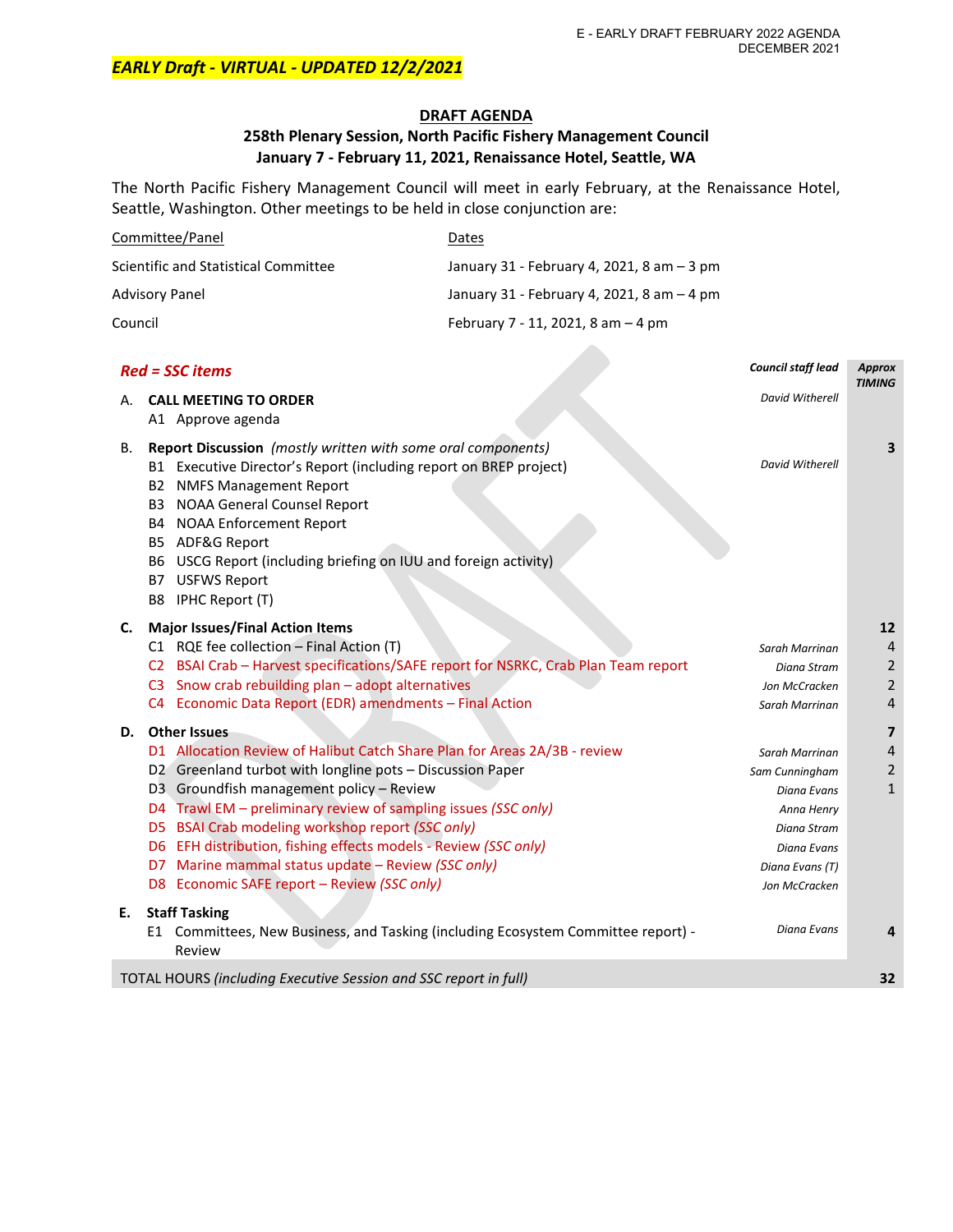**EARLY Draft - VIRTUAL - UPDATED 12/2/2021**

E - EARLY DRAFT FEBRUARY 2022 AGENDA
DECEMBER 2021

## DRAFT AGENDA

### 258th Plenary Session, North Pacific Fishery Management Council
### January 7 - February 11, 2021, Renaissance Hotel, Seattle, WA

The North Pacific Fishery Management Council will meet in early February, at the Renaissance Hotel, Seattle, Washington. Other meetings to be held in close conjunction are:

| Committee/Panel | Dates |
|---|---|
| Scientific and Statistical Committee | January 31 - February 4, 2021, 8 am – 3 pm |
| Advisory Panel | January 31 - February 4, 2021, 8 am – 4 pm |
| Council | February 7 - 11, 2021, 8 am – 4 pm |

*Red = SSC items*

| Item | | Council staff lead | Approx TIMING |
|---|---|---|---|
| **A.** | **CALL MEETING TO ORDER** | *David Witherell* | |
| A1 | Approve agenda | | |
| **B.** | **Report Discussion** *(mostly written with some oral components)* | | **3** |
| B1 | Executive Director's Report (including report on BREP project) | *David Witherell* | |
| B2 | NMFS Management Report | | |
| B3 | NOAA General Counsel Report | | |
| B4 | NOAA Enforcement Report | | |
| B5 | ADF&G Report | | |
| B6 | USCG Report (including briefing on IUU and foreign activity) | | |
| B7 | USFWS Report | | |
| B8 | IPHC Report (T) | | |
| **C.** | **Major Issues/Final Action Items** | | **12** |
| C1 | RQE fee collection – Final Action (T) | *Sarah Marrinan* | 4 |
| C2 | BSAI Crab – Harvest specifications/SAFE report for NSRKC, Crab Plan Team report | *Diana Stram* | 2 |
| C3 | Snow crab rebuilding plan – adopt alternatives | *Jon McCracken* | 2 |
| C4 | Economic Data Report (EDR) amendments – Final Action | *Sarah Marrinan* | 4 |
| **D.** | **Other Issues** | | **7** |
| D1 | Allocation Review of Halibut Catch Share Plan for Areas 2A/3B - review | *Sarah Marrinan* | 4 |
| D2 | Greenland turbot with longline pots – Discussion Paper | *Sam Cunningham* | 2 |
| D3 | Groundfish management policy – Review | *Diana Evans* | 1 |
| D4 | Trawl EM – preliminary review of sampling issues *(SSC only)* | *Anna Henry* | |
| D5 | BSAI Crab modeling workshop report *(SSC only)* | *Diana Stram* | |
| D6 | EFH distribution, fishing effects models - Review *(SSC only)* | *Diana Evans* | |
| D7 | Marine mammal status update – Review *(SSC only)* | *Diana Evans (T)* | |
| D8 | Economic SAFE report – Review *(SSC only)* | *Jon McCracken* | |
| **E.** | **Staff Tasking** | | |
| E1 | Committees, New Business, and Tasking (including Ecosystem Committee report) - Review | *Diana Evans* | **4** |
| | TOTAL HOURS *(including Executive Session and SSC report in full)* | | **32** |